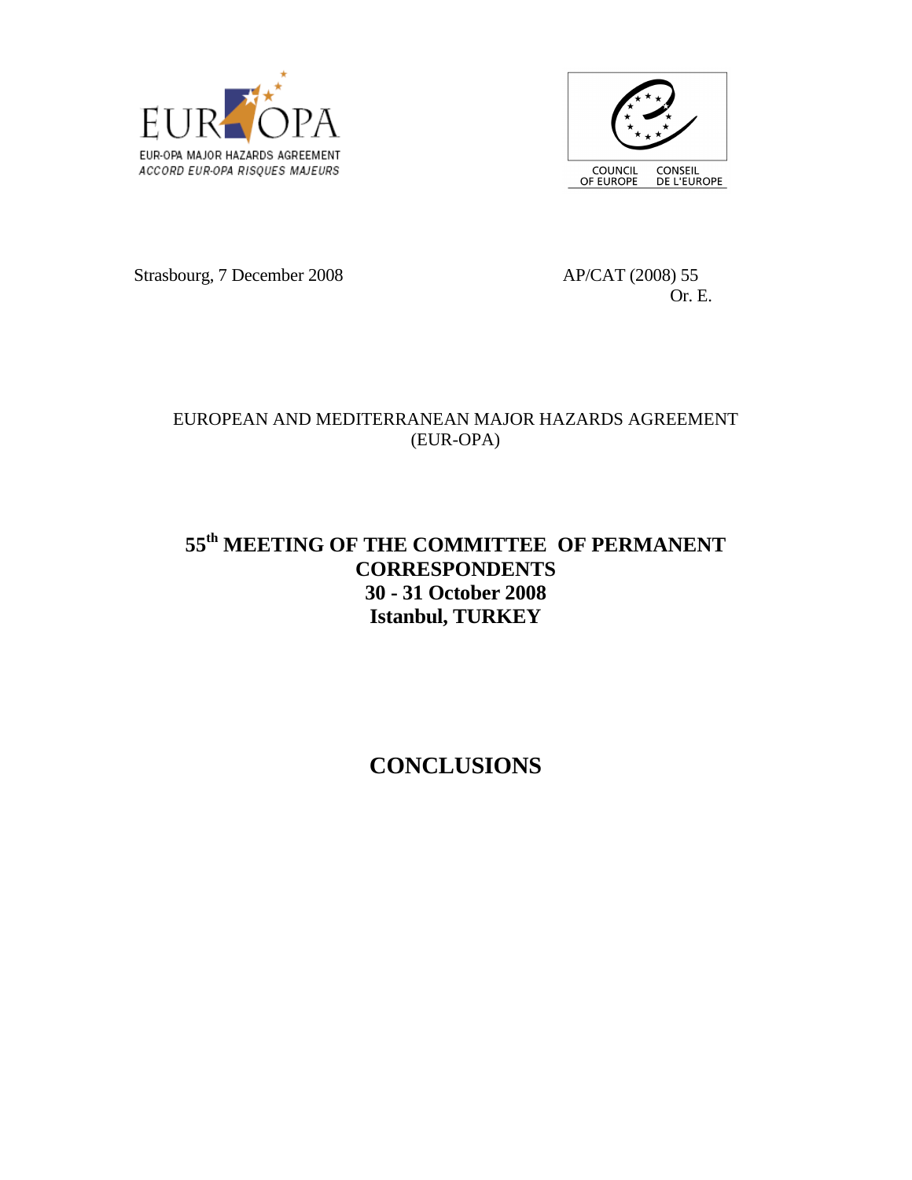EUR-OPA MAJOR HAZARDS AGREEMENT
*ACCORD EUR-OPA RISQUES MAJEURS*

COUNCIL OF EUROPE
CONSEIL DE L'EUROPE

Strasbourg, 7 December 2008

AP/CAT (2008) 55
Or. E.

EUROPEAN AND MEDITERRANEAN MAJOR HAZARDS AGREEMENT (EUR-OPA)

# 55th MEETING OF THE COMMITTEE OF PERMANENT CORRESPONDENTS 30 - 31 October 2008 Istanbul, TURKEY

# CONCLUSIONS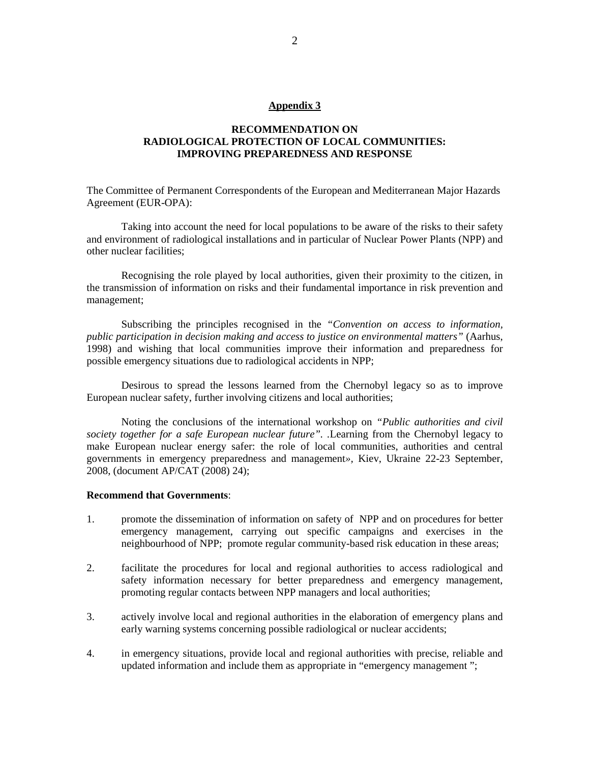**Appendix 3**

**RECOMMENDATION ON
RADIOLOGICAL PROTECTION OF LOCAL COMMUNITIES:
IMPROVING PREPAREDNESS AND RESPONSE**

The Committee of Permanent Correspondents of the European and Mediterranean Major Hazards Agreement (EUR-OPA):

Taking into account the need for local populations to be aware of the risks to their safety and environment of radiological installations and in particular of Nuclear Power Plants (NPP) and other nuclear facilities;

Recognising the role played by local authorities, given their proximity to the citizen, in the transmission of information on risks and their fundamental importance in risk prevention and management;

Subscribing the principles recognised in the *"Convention on access to information, public participation in decision making and access to justice on environmental matters"* (Aarhus, 1998) and wishing that local communities improve their information and preparedness for possible emergency situations due to radiological accidents in NPP;

Desirous to spread the lessons learned from the Chernobyl legacy so as to improve European nuclear safety, further involving citizens and local authorities;

Noting the conclusions of the international workshop on *"Public authorities and civil society together for a safe European nuclear future"*. .Learning from the Chernobyl legacy to make European nuclear energy safer: the role of local communities, authorities and central governments in emergency preparedness and management», Kiev, Ukraine 22-23 September, 2008, (document AP/CAT (2008) 24);

**Recommend that Governments**:

1. promote the dissemination of information on safety of NPP and on procedures for better emergency management, carrying out specific campaigns and exercises in the neighbourhood of NPP; promote regular community-based risk education in these areas;

2. facilitate the procedures for local and regional authorities to access radiological and safety information necessary for better preparedness and emergency management, promoting regular contacts between NPP managers and local authorities;

3. actively involve local and regional authorities in the elaboration of emergency plans and early warning systems concerning possible radiological or nuclear accidents;

4. in emergency situations, provide local and regional authorities with precise, reliable and updated information and include them as appropriate in "emergency management ";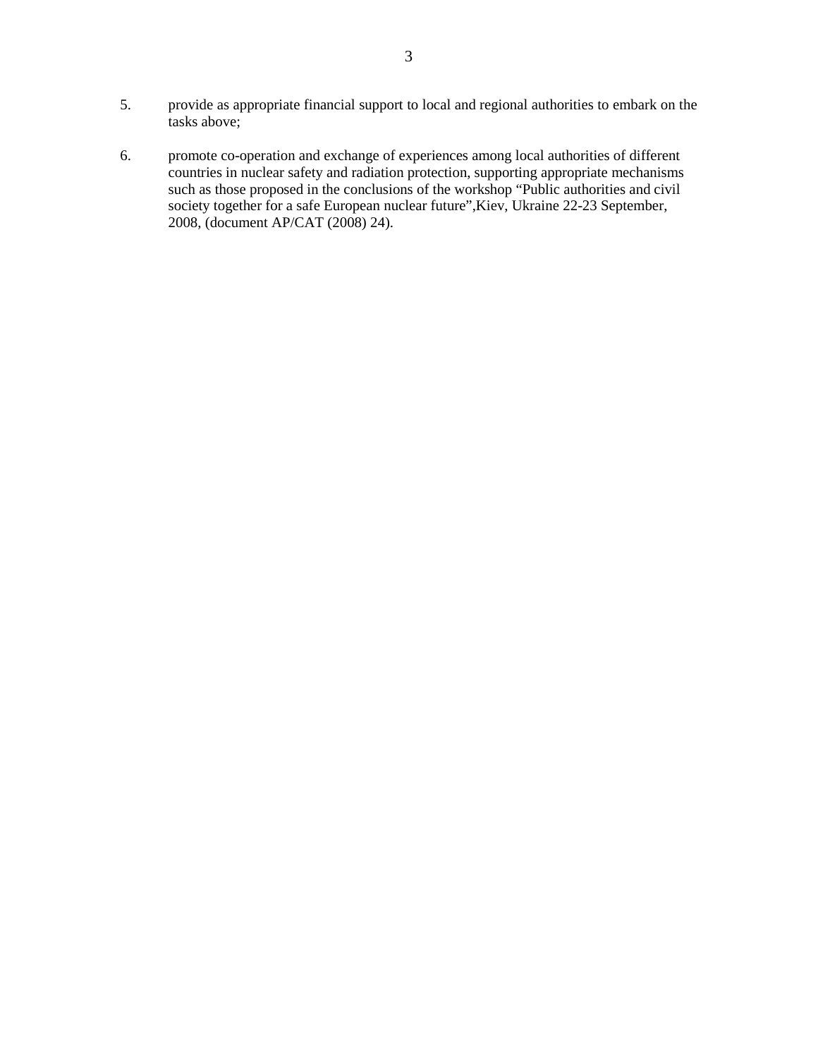5. provide as appropriate financial support to local and regional authorities to embark on the tasks above;

6. promote co-operation and exchange of experiences among local authorities of different countries in nuclear safety and radiation protection, supporting appropriate mechanisms such as those proposed in the conclusions of the workshop “Public authorities and civil society together for a safe European nuclear future”,Kiev, Ukraine 22-23 September, 2008, (document AP/CAT (2008) 24).